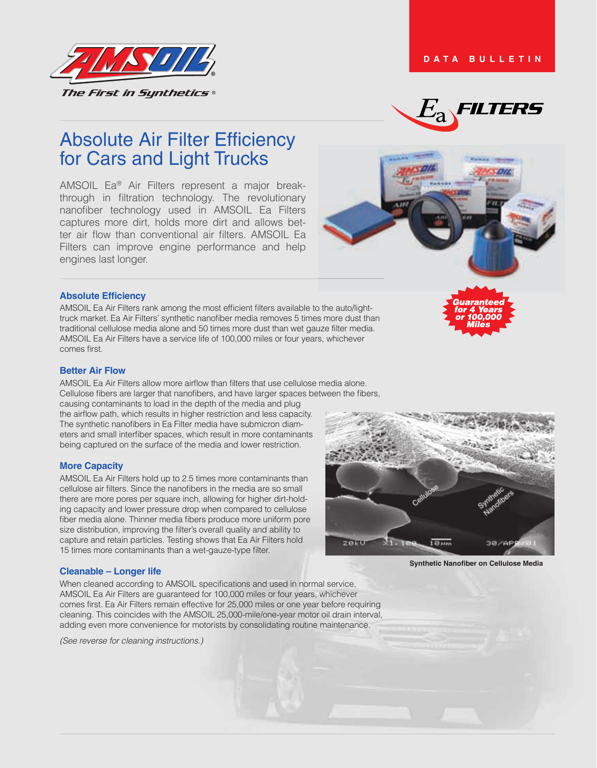DATA BULLETIN

# Absolute Air Filter Efficiency for Cars and Light Trucks

AMSOIL Ea® Air Filters represent a major breakthrough in filtration technology. The revolutionary nanofiber technology used in AMSOIL Ea Filters captures more dirt, holds more dirt and allows better air flow than conventional air filters. AMSOIL Ea Filters can improve engine performance and help engines last longer.

Guaranteed for 4 Years or 100,000 Miles

### Absolute Efficiency

AMSOIL Ea Air Filters rank among the most efficient filters available to the auto/light-truck market. Ea Air Filters' synthetic nanofiber media removes 5 times more dust than traditional cellulose media alone and 50 times more dust than wet gauze filter media. AMSOIL Ea Air Filters have a service life of 100,000 miles or four years, whichever comes first.

### Better Air Flow

AMSOIL Ea Air Filters allow more airflow than filters that use cellulose media alone. Cellulose fibers are larger that nanofibers, and have larger spaces between the fibers, causing contaminants to load in the depth of the media and plug the airflow path, which results in higher restriction and less capacity. The synthetic nanofibers in Ea Filter media have submicron diameters and small interfiber spaces, which result in more contaminants being captured on the surface of the media and lower restriction.

### More Capacity

AMSOIL Ea Air Filters hold up to 2.5 times more contaminants than cellulose air filters. Since the nanofibers in the media are so small there are more pores per square inch, allowing for higher dirt-holding capacity and lower pressure drop when compared to cellulose fiber media alone. Thinner media fibers produce more uniform pore size distribution, improving the filter's overall quality and ability to capture and retain particles. Testing shows that Ea Air Filters hold 15 times more contaminants than a wet-gauze-type filter.

**Synthetic Nanofiber on Cellulose Media**

### Cleanable – Longer life

When cleaned according to AMSOIL specifications and used in normal service, AMSOIL Ea Air Filters are guaranteed for 100,000 miles or four years, whichever comes first. Ea Air Filters remain effective for 25,000 miles or one year before requiring cleaning. This coincides with the AMSOIL 25,000-mile/one-year motor oil drain interval, adding even more convenience for motorists by consolidating routine maintenance.

*(See reverse for cleaning instructions.)*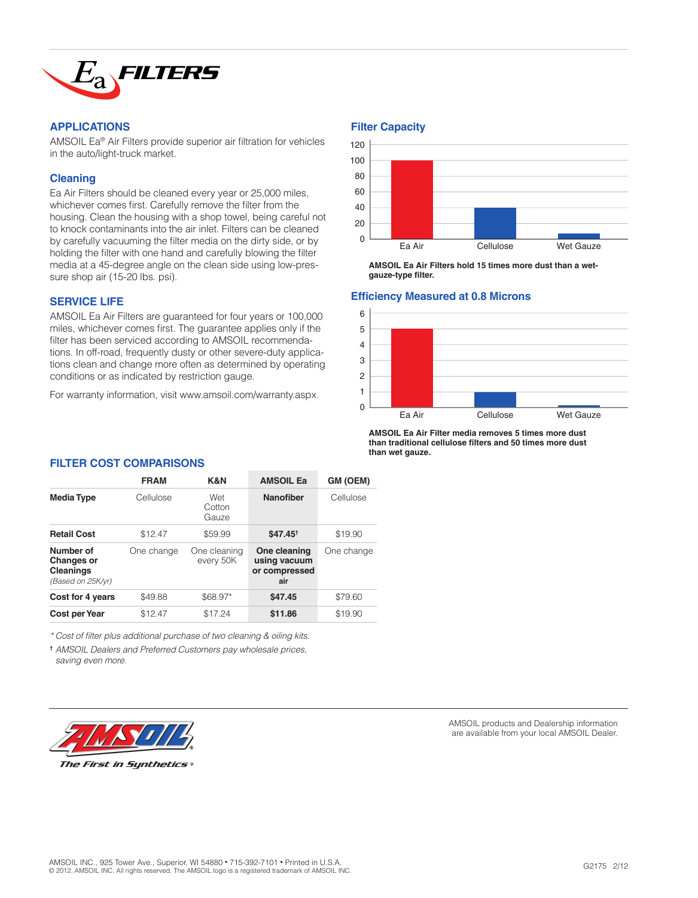# Ea FILTERS

## APPLICATIONS

AMSOIL Ea® Air Filters provide superior air filtration for vehicles in the auto/light-truck market.

## Cleaning

Ea Air Filters should be cleaned every year or 25,000 miles, whichever comes first. Carefully remove the filter from the housing. Clean the housing with a shop towel, being careful not to knock contaminants into the air inlet. Filters can be cleaned by carefully vacuuming the filter media on the dirty side, or by holding the filter with one hand and carefully blowing the filter media at a 45-degree angle on the clean side using low-pressure shop air (15-20 lbs. psi).

## SERVICE LIFE

AMSOIL Ea Air Filters are guaranteed for four years or 100,000 miles, whichever comes first. The guarantee applies only if the filter has been serviced according to AMSOIL recommendations. In off-road, frequently dusty or other severe-duty applications clean and change more often as determined by operating conditions or as indicated by restriction gauge.

For warranty information, visit www.amsoil.com/warranty.aspx.

## Filter Capacity

120
100
80
60
40
20
0

Ea Air
Cellulose
Wet Gauze

**AMSOIL Ea Air Filters hold 15 times more dust than a wet-gauze-type filter.**

## Efficiency Measured at 0.8 Microns

6
5
4
3
2
1
0

Ea Air
Cellulose
Wet Gauze

**AMSOIL Ea Air Filter media removes 5 times more dust than traditional cellulose filters and 50 times more dust than wet gauze.**

## FILTER COST COMPARISONS

| | FRAM | K&N | AMSOIL Ea | GM (OEM) |
|---|---|---|---|---|
| **Media Type** | Cellulose | Wet Cotton Gauze | **Nanofiber** | Cellulose |
| **Retail Cost** | $12.47 | $59.99 | **$47.45†** | $19.90 |
| **Number of Changes or Cleanings** *(Based on 25K/yr)* | One change | One cleaning every 50K | **One cleaning using vacuum or compressed air** | One change |
| **Cost for 4 years** | $49.88 | $68.97* | **$47.45** | $79.60 |
| **Cost per Year** | $12.47 | $17.24 | **$11.86** | $19.90 |

*\* Cost of filter plus additional purchase of two cleaning & oiling kits.*

*† AMSOIL Dealers and Preferred Customers pay wholesale prices, saving even more.*

AMSOIL — The First in Synthetics®

AMSOIL products and Dealership information are available from your local AMSOIL Dealer.

AMSOIL INC., 925 Tower Ave., Superior, WI 54880 • 715-392-7101 • Printed in U.S.A.
© 2012, AMSOIL INC. All rights reserved. The AMSOIL logo is a registered trademark of AMSOIL INC.

G2175 2/12